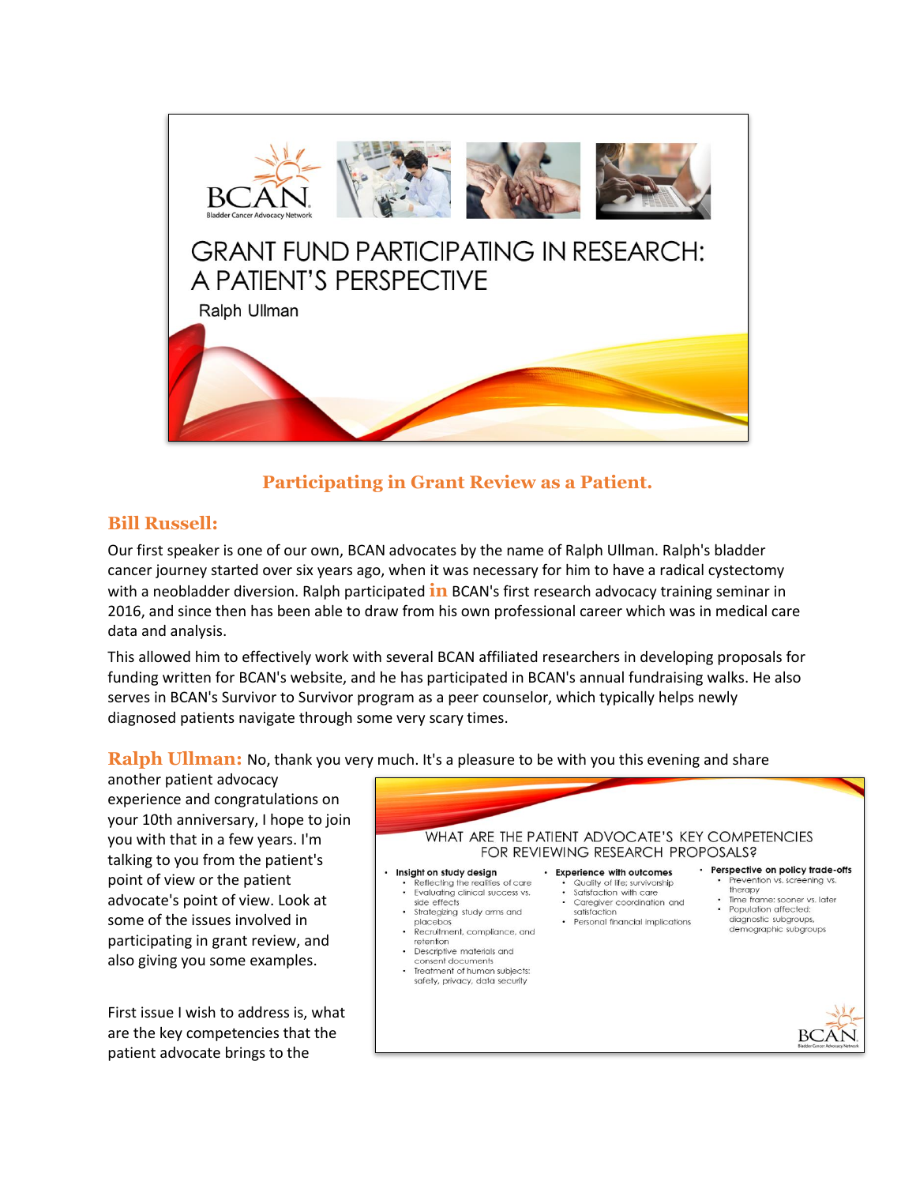# GRANT FUND PARTICIPATING IN RESEARCH: A PATIENT'S PERSPECTIVE

Ralph Ullman

## Participating in Grant Review as a Patient.

**Bill Russell:**

Our first speaker is one of our own, BCAN advocates by the name of Ralph Ullman. Ralph's bladder cancer journey started over six years ago, when it was necessary for him to have a radical cystectomy with a neobladder diversion. Ralph participated in BCAN's first research advocacy training seminar in 2016, and since then has been able to draw from his own professional career which was in medical care data and analysis.

This allowed him to effectively work with several BCAN affiliated researchers in developing proposals for funding written for BCAN's website, and he has participated in BCAN's annual fundraising walks. He also serves in BCAN's Survivor to Survivor program as a peer counselor, which typically helps newly diagnosed patients navigate through some very scary times.

**Ralph Ullman:** No, thank you very much. It's a pleasure to be with you this evening and share another patient advocacy experience and congratulations on your 10th anniversary, I hope to join you with that in a few years. I'm talking to you from the patient's point of view or the patient advocate's point of view. Look at some of the issues involved in participating in grant review, and also giving you some examples.

WHAT ARE THE PATIENT ADVOCATE'S KEY COMPETENCIES FOR REVIEWING RESEARCH PROPOSALS?

- **Insight on study design**
  - Reflecting the realities of care
  - Evaluating clinical success vs. side effects
  - Strategizing study arms and placebos
  - Recruitment, compliance, and retention
  - Descriptive materials and consent documents
  - Treatment of human subjects: safety, privacy, data security
- **Experience with outcomes**
  - Quality of life; survivorship
  - Satisfaction with care
  - Caregiver coordination and satisfaction
  - Personal financial implications
- **Perspective on policy trade-offs**
  - Prevention vs. screening vs. therapy
  - Time frame: sooner vs. later
  - Population affected: diagnostic subgroups, demographic subgroups

First issue I wish to address is, what are the key competencies that the patient advocate brings to the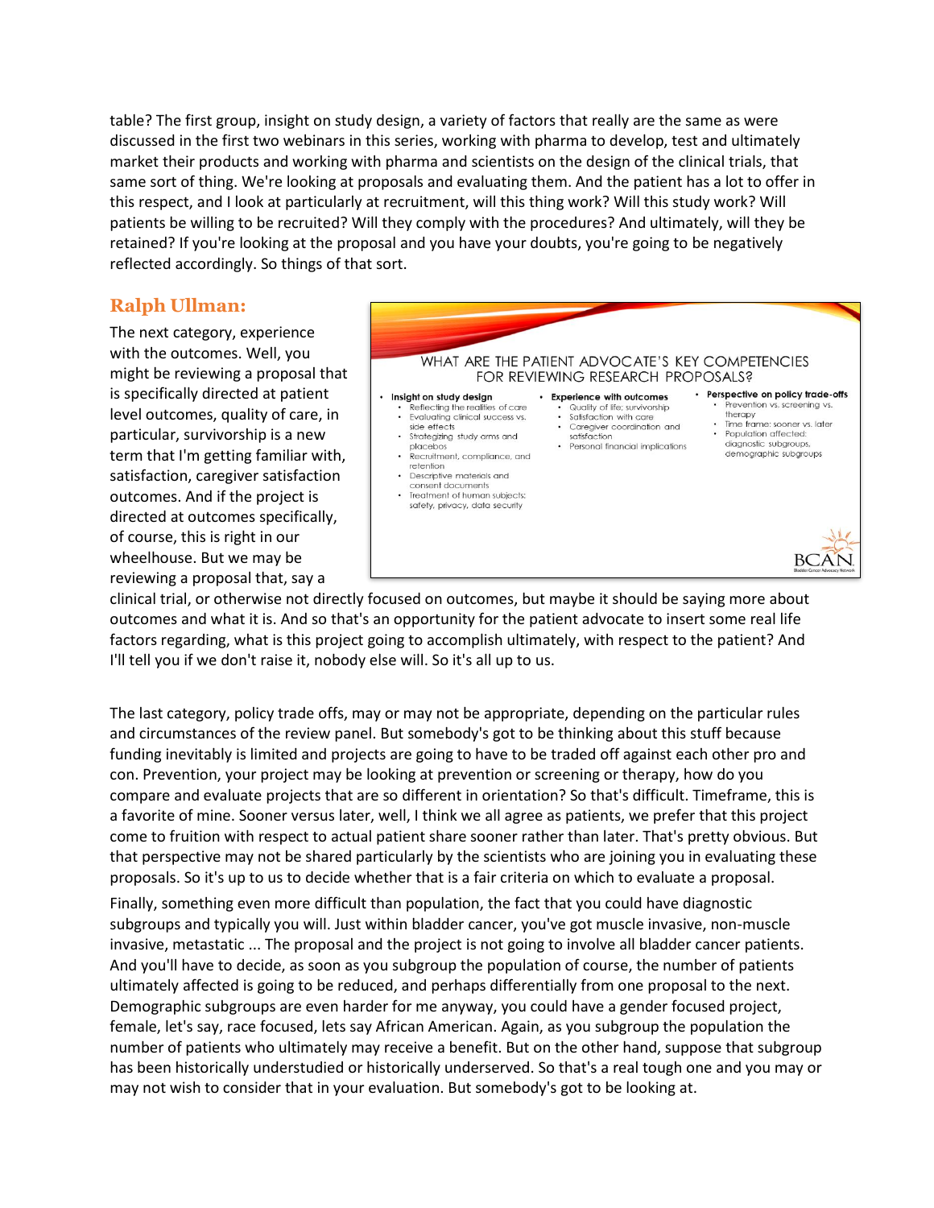table? The first group, insight on study design, a variety of factors that really are the same as were discussed in the first two webinars in this series, working with pharma to develop, test and ultimately market their products and working with pharma and scientists on the design of the clinical trials, that same sort of thing. We're looking at proposals and evaluating them. And the patient has a lot to offer in this respect, and I look at particularly at recruitment, will this thing work? Will this study work? Will patients be willing to be recruited? Will they comply with the procedures? And ultimately, will they be retained? If you're looking at the proposal and you have your doubts, you're going to be negatively reflected accordingly. So things of that sort.

## Ralph Ullman:

The next category, experience with the outcomes. Well, you might be reviewing a proposal that is specifically directed at patient level outcomes, quality of care, in particular, survivorship is a new term that I'm getting familiar with, satisfaction, caregiver satisfaction outcomes. And if the project is directed at outcomes specifically, of course, this is right in our wheelhouse. But we may be reviewing a proposal that, say a clinical trial, or otherwise not directly focused on outcomes, but maybe it should be saying more about outcomes and what it is. And so that's an opportunity for the patient advocate to insert some real life factors regarding, what is this project going to accomplish ultimately, with respect to the patient? And I'll tell you if we don't raise it, nobody else will. So it's all up to us.

WHAT ARE THE PATIENT ADVOCATE'S KEY COMPETENCIES FOR REVIEWING RESEARCH PROPOSALS?

- **Insight on study design**
  - Reflecting the realities of care
  - Evaluating clinical success vs. side effects
  - Strategizing study arms and placebos
  - Recruitment, compliance, and retention
  - Descriptive materials and consent documents
  - Treatment of human subjects; safety, privacy, data security
- **Experience with outcomes**
  - Quality of life; survivorship
  - Satisfaction with care
  - Caregiver coordination and satisfaction
  - Personal financial implications
- **Perspective on policy trade-offs**
  - Prevention vs. screening vs. therapy
  - Time frame: sooner vs. later
  - Population affected: diagnostic subgroups, demographic subgroups

BCAN Bladder Cancer Advocacy Network

The last category, policy trade offs, may or may not be appropriate, depending on the particular rules and circumstances of the review panel. But somebody's got to be thinking about this stuff because funding inevitably is limited and projects are going to have to be traded off against each other pro and con. Prevention, your project may be looking at prevention or screening or therapy, how do you compare and evaluate projects that are so different in orientation? So that's difficult. Timeframe, this is a favorite of mine. Sooner versus later, well, I think we all agree as patients, we prefer that this project come to fruition with respect to actual patient share sooner rather than later. That's pretty obvious. But that perspective may not be shared particularly by the scientists who are joining you in evaluating these proposals. So it's up to us to decide whether that is a fair criteria on which to evaluate a proposal.

Finally, something even more difficult than population, the fact that you could have diagnostic subgroups and typically you will. Just within bladder cancer, you've got muscle invasive, non-muscle invasive, metastatic ... The proposal and the project is not going to involve all bladder cancer patients. And you'll have to decide, as soon as you subgroup the population of course, the number of patients ultimately affected is going to be reduced, and perhaps differentially from one proposal to the next. Demographic subgroups are even harder for me anyway, you could have a gender focused project, female, let's say, race focused, lets say African American. Again, as you subgroup the population the number of patients who ultimately may receive a benefit. But on the other hand, suppose that subgroup has been historically understudied or historically underserved. So that's a real tough one and you may or may not wish to consider that in your evaluation. But somebody's got to be looking at.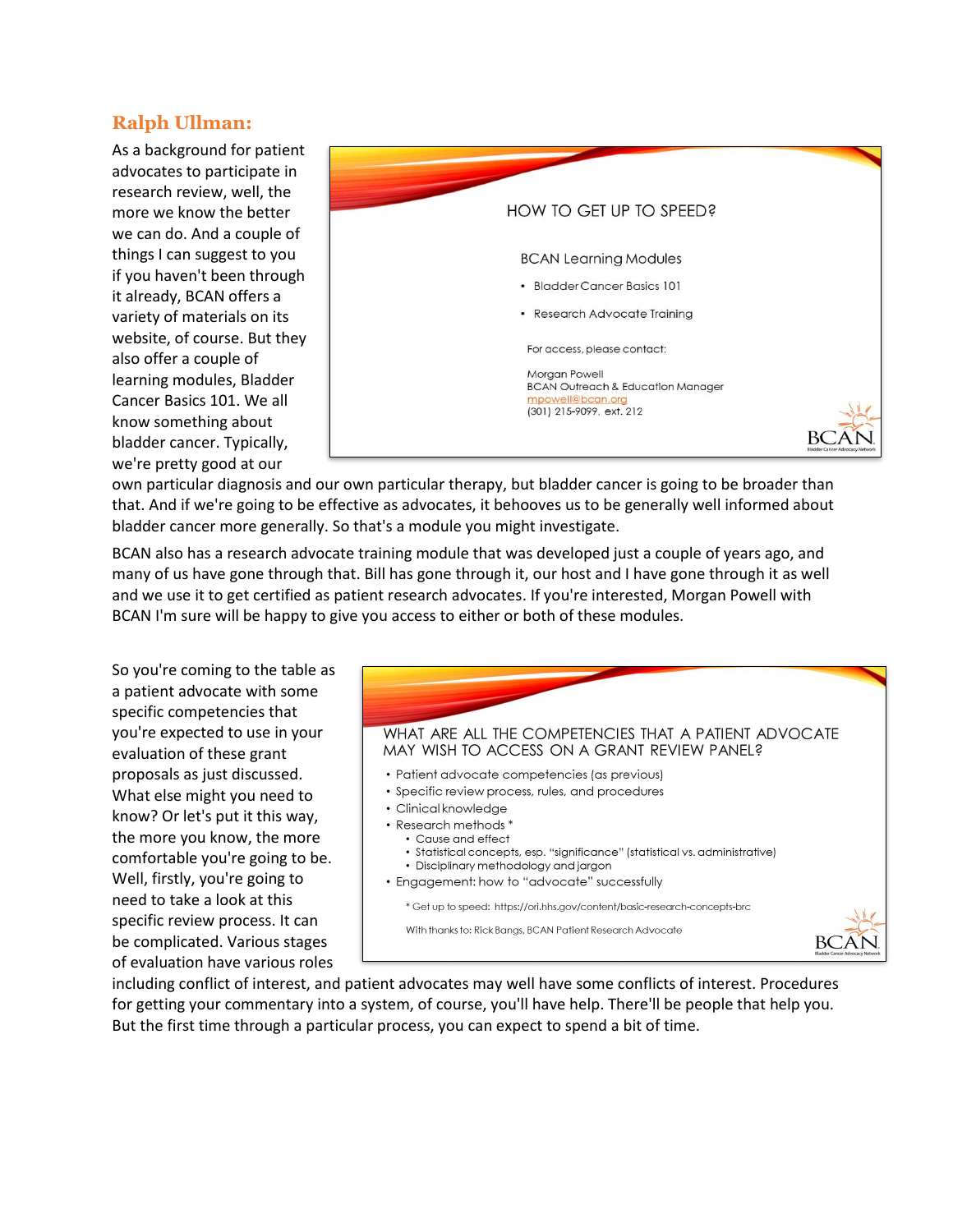**Ralph Ullman:**

As a background for patient advocates to participate in research review, well, the more we know the better we can do. And a couple of things I can suggest to you if you haven't been through it already, BCAN offers a variety of materials on its website, of course. But they also offer a couple of learning modules, Bladder Cancer Basics 101. We all know something about bladder cancer. Typically, we're pretty good at our own particular diagnosis and our own particular therapy, but bladder cancer is going to be broader than that. And if we're going to be effective as advocates, it behooves us to be generally well informed about bladder cancer more generally. So that's a module you might investigate.

HOW TO GET UP TO SPEED?

BCAN Learning Modules

- Bladder Cancer Basics 101
- Research Advocate Training

For access, please contact:

Morgan Powell
BCAN Outreach & Education Manager
mpowell@bcan.org
(301) 215-9099, ext. 212

BCAN also has a research advocate training module that was developed just a couple of years ago, and many of us have gone through that. Bill has gone through it, our host and I have gone through it as well and we use it to get certified as patient research advocates. If you're interested, Morgan Powell with BCAN I'm sure will be happy to give you access to either or both of these modules.

So you're coming to the table as a patient advocate with some specific competencies that you're expected to use in your evaluation of these grant proposals as just discussed. What else might you need to know? Or let's put it this way, the more you know, the more comfortable you're going to be. Well, firstly, you're going to need to take a look at this specific review process. It can be complicated. Various stages of evaluation have various roles including conflict of interest, and patient advocates may well have some conflicts of interest. Procedures for getting your commentary into a system, of course, you'll have help. There'll be people that help you. But the first time through a particular process, you can expect to spend a bit of time.

WHAT ARE ALL THE COMPETENCIES THAT A PATIENT ADVOCATE MAY WISH TO ACCESS ON A GRANT REVIEW PANEL?

- Patient advocate competencies (as previous)
- Specific review process, rules, and procedures
- Clinical knowledge
- Research methods *
  - Cause and effect
  - Statistical concepts, esp. "significance" (statistical vs. administrative)
  - Disciplinary methodology and jargon
- Engagement: how to "advocate" successfully

* Get up to speed: https://ori.hhs.gov/content/basic-research-concepts-brc

With thanks to: Rick Bangs, BCAN Patient Research Advocate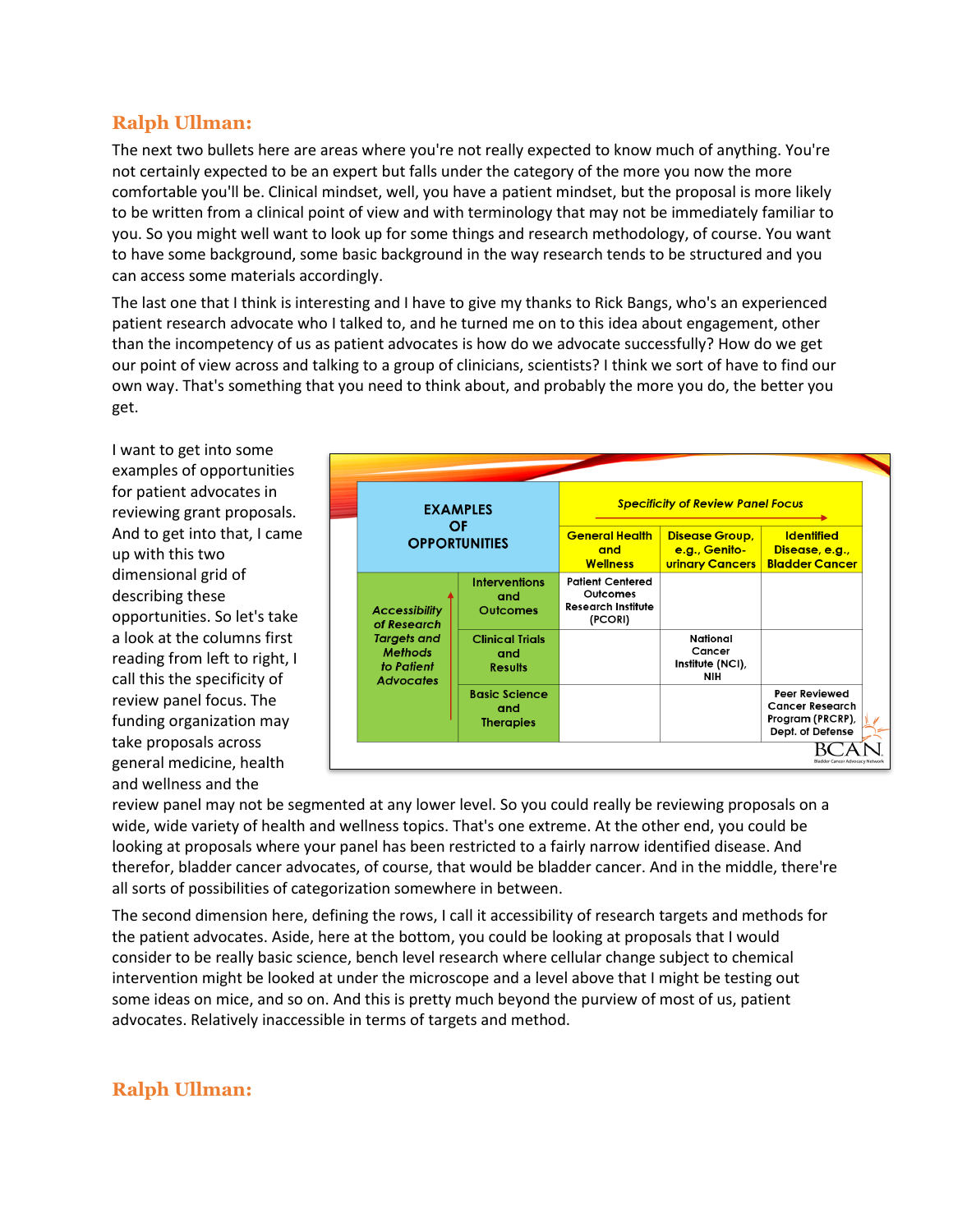## Ralph Ullman:

The next two bullets here are areas where you're not really expected to know much of anything. You're not certainly expected to be an expert but falls under the category of the more you now the more comfortable you'll be. Clinical mindset, well, you have a patient mindset, but the proposal is more likely to be written from a clinical point of view and with terminology that may not be immediately familiar to you. So you might well want to look up for some things and research methodology, of course. You want to have some background, some basic background in the way research tends to be structured and you can access some materials accordingly.

The last one that I think is interesting and I have to give my thanks to Rick Bangs, who's an experienced patient research advocate who I talked to, and he turned me on to this idea about engagement, other than the incompetency of us as patient advocates is how do we advocate successfully? How do we get our point of view across and talking to a group of clinicians, scientists? I think we sort of have to find our own way. That's something that you need to think about, and probably the more you do, the better you get.

I want to get into some examples of opportunities for patient advocates in reviewing grant proposals. And to get into that, I came up with this two dimensional grid of describing these opportunities. So let's take a look at the columns first reading from left to right, I call this the specificity of review panel focus. The funding organization may take proposals across general medicine, health and wellness and the review panel may not be segmented at any lower level. So you could really be reviewing proposals on a wide, wide variety of health and wellness topics. That's one extreme. At the other end, you could be looking at proposals where your panel has been restricted to a fairly narrow identified disease. And therefor, bladder cancer advocates, of course, that would be bladder cancer. And in the middle, there're all sorts of possibilities of categorization somewhere in between.

| EXAMPLES OF OPPORTUNITIES | | *Specificity of Review Panel Focus* → | | |
|---|---|---|---|---|
| | | General Health and Wellness | Disease Group, e.g., Genito-urinary Cancers | Identified Disease, e.g., Bladder Cancer |
| *Accessibility of Research Targets and Methods to Patient Advocates* ↑ | Interventions and Outcomes | Patient Centered Outcomes Research Institute (PCORI) | | |
| | Clinical Trials and Results | | National Cancer Institute (NCI), NIH | |
| | Basic Science and Therapies | | | Peer Reviewed Cancer Research Program (PRCRP), Dept. of Defense |

The second dimension here, defining the rows, I call it accessibility of research targets and methods for the patient advocates. Aside, here at the bottom, you could be looking at proposals that I would consider to be really basic science, bench level research where cellular change subject to chemical intervention might be looked at under the microscope and a level above that I might be testing out some ideas on mice, and so on. And this is pretty much beyond the purview of most of us, patient advocates. Relatively inaccessible in terms of targets and method.

## Ralph Ullman: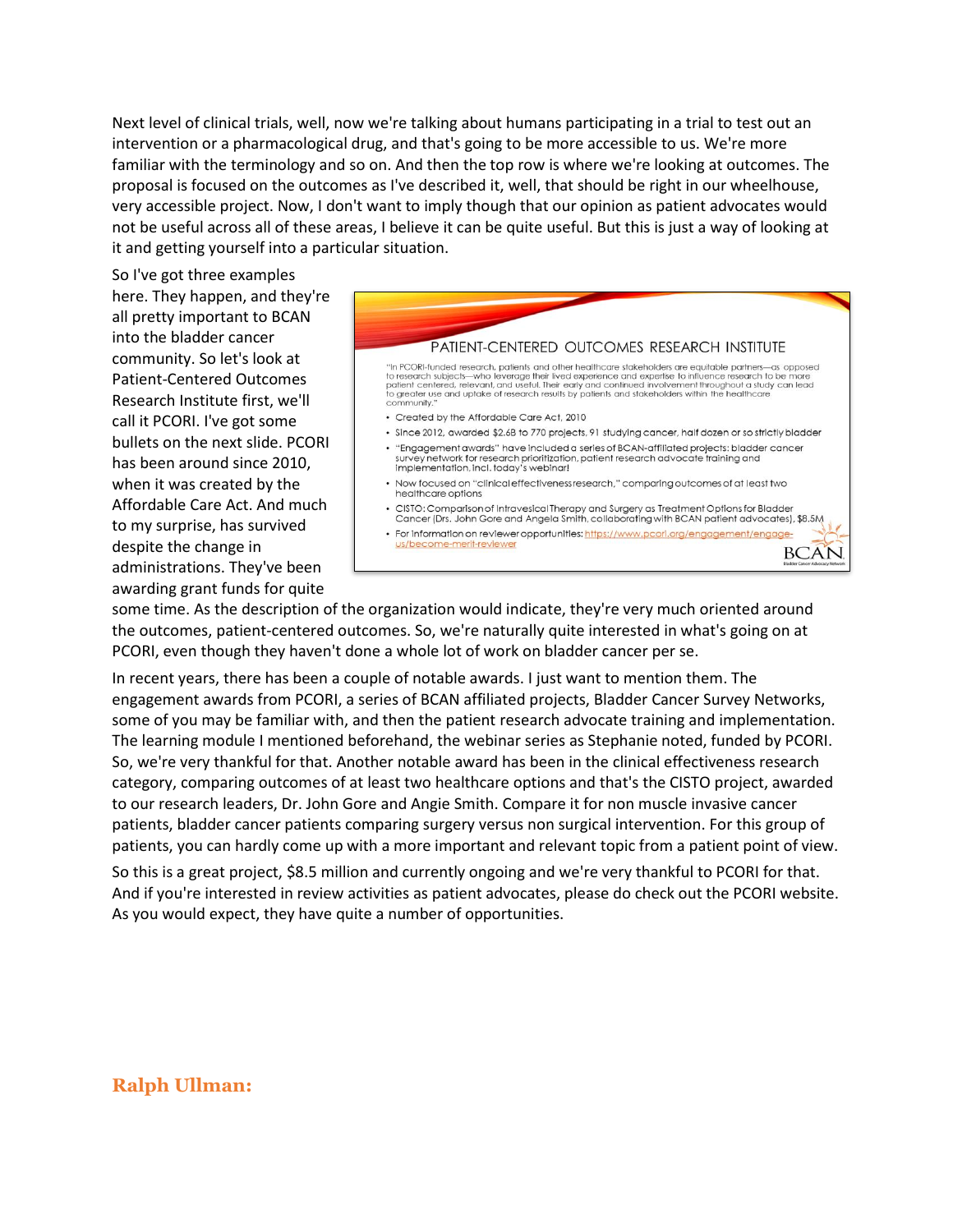Next level of clinical trials, well, now we're talking about humans participating in a trial to test out an intervention or a pharmacological drug, and that's going to be more accessible to us. We're more familiar with the terminology and so on. And then the top row is where we're looking at outcomes. The proposal is focused on the outcomes as I've described it, well, that should be right in our wheelhouse, very accessible project. Now, I don't want to imply though that our opinion as patient advocates would not be useful across all of these areas, I believe it can be quite useful. But this is just a way of looking at it and getting yourself into a particular situation.

So I've got three examples here. They happen, and they're all pretty important to BCAN into the bladder cancer community. So let's look at Patient-Centered Outcomes Research Institute first, we'll call it PCORI. I've got some bullets on the next slide. PCORI has been around since 2010, when it was created by the Affordable Care Act. And much to my surprise, has survived despite the change in administrations. They've been awarding grant funds for quite some time. As the description of the organization would indicate, they're very much oriented around the outcomes, patient-centered outcomes. So, we're naturally quite interested in what's going on at PCORI, even though they haven't done a whole lot of work on bladder cancer per se.

PATIENT-CENTERED OUTCOMES RESEARCH INSTITUTE

"In PCORI-funded research, patients and other healthcare stakeholders are equitable partners—as opposed to research subjects—who leverage their lived experience and expertise to influence research to be more patient centered, relevant, and useful. Their early and continued involvement throughout a study can lead to greater use and uptake of research results by patients and stakeholders within the healthcare community."

- Created by the Affordable Care Act, 2010
- Since 2012, awarded $2.6B to 770 projects, 91 studying cancer, half dozen or so strictly bladder
- "Engagement awards" have included a series of BCAN-affiliated projects: bladder cancer survey network for research prioritization, patient research advocate training and implementation, incl. today's webinar!
- Now focused on "clinical effectiveness research," comparing outcomes of at least two healthcare options
- CISTO: Comparison of Intravesical Therapy and Surgery as Treatment Options for Bladder Cancer (Drs. John Gore and Angela Smith, collaborating with BCAN patient advocates), $8.5M
- For information on reviewer opportunities: https://www.pcori.org/engagement/engage-us/become-merit-reviewer

BCAN

In recent years, there has been a couple of notable awards. I just want to mention them. The engagement awards from PCORI, a series of BCAN affiliated projects, Bladder Cancer Survey Networks, some of you may be familiar with, and then the patient research advocate training and implementation. The learning module I mentioned beforehand, the webinar series as Stephanie noted, funded by PCORI. So, we're very thankful for that. Another notable award has been in the clinical effectiveness research category, comparing outcomes of at least two healthcare options and that's the CISTO project, awarded to our research leaders, Dr. John Gore and Angie Smith. Compare it for non muscle invasive cancer patients, bladder cancer patients comparing surgery versus non surgical intervention. For this group of patients, you can hardly come up with a more important and relevant topic from a patient point of view.

So this is a great project, $8.5 million and currently ongoing and we're very thankful to PCORI for that. And if you're interested in review activities as patient advocates, please do check out the PCORI website. As you would expect, they have quite a number of opportunities.

**Ralph Ullman:**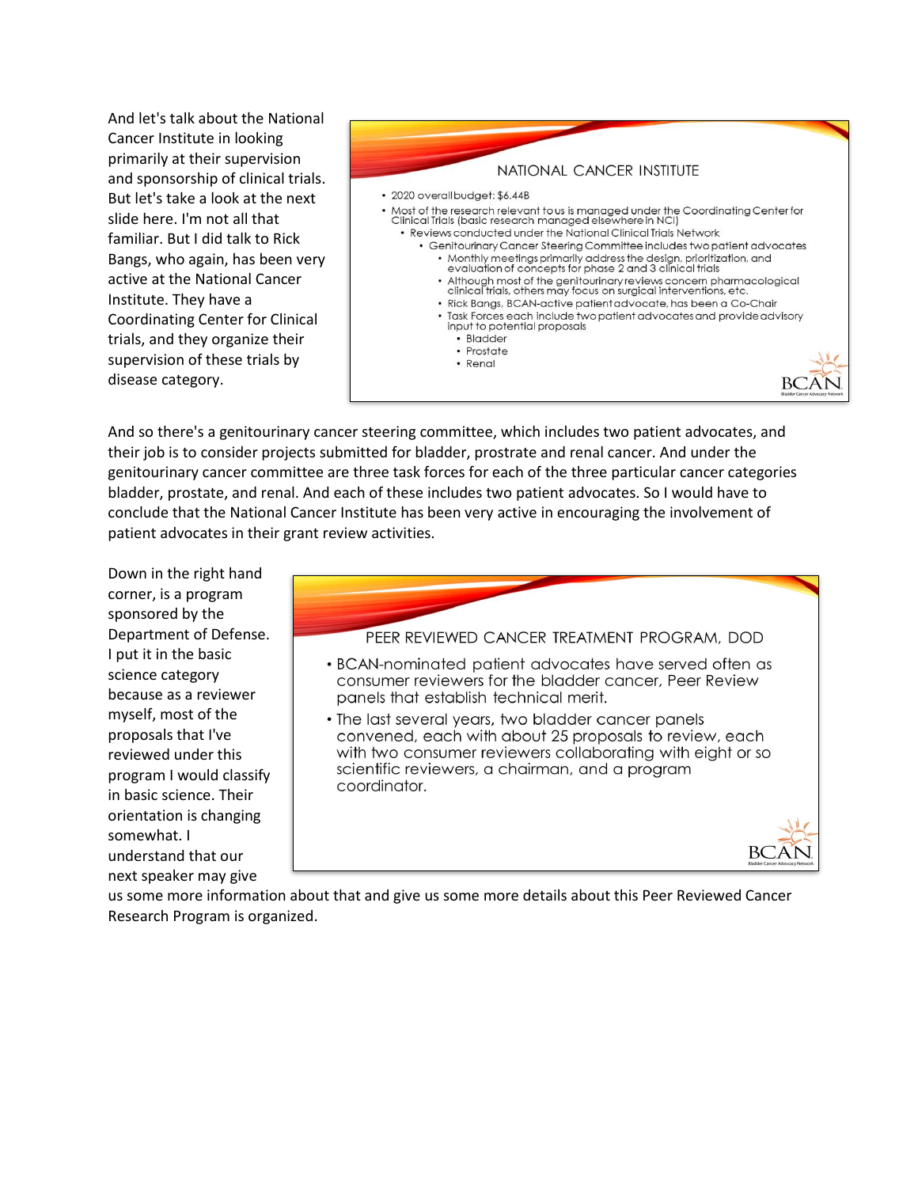And let's talk about the National Cancer Institute in looking primarily at their supervision and sponsorship of clinical trials. But let's take a look at the next slide here. I'm not all that familiar. But I did talk to Rick Bangs, who again, has been very active at the National Cancer Institute. They have a Coordinating Center for Clinical trials, and they organize their supervision of these trials by disease category.

### NATIONAL CANCER INSTITUTE

- 2020 overall budget: $6.44B
- Most of the research relevant to us is managed under the Coordinating Center for Clinical Trials (basic research managed elsewhere in NCI)
  - Reviews conducted under the National Clinical Trials Network
    - Genitourinary Cancer Steering Committee includes two patient advocates
      - Monthly meetings primarily address the design, prioritization, and evaluation of concepts for phase 2 and 3 clinical trials
      - Although most of the genitourinary reviews concern pharmacological clinical trials, others may focus on surgical interventions, etc.
      - Rick Bangs, BCAN-active patient advocate, has been a Co-Chair
      - Task Forces each include two patient advocates and provide advisory input to potential proposals
        - Bladder
        - Prostate
        - Renal

BCAN Bladder Cancer Advocacy Network

And so there's a genitourinary cancer steering committee, which includes two patient advocates, and their job is to consider projects submitted for bladder, prostrate and renal cancer. And under the genitourinary cancer committee are three task forces for each of the three particular cancer categories bladder, prostate, and renal. And each of these includes two patient advocates. So I would have to conclude that the National Cancer Institute has been very active in encouraging the involvement of patient advocates in their grant review activities.

Down in the right hand corner, is a program sponsored by the Department of Defense. I put it in the basic science category because as a reviewer myself, most of the proposals that I've reviewed under this program I would classify in basic science. Their orientation is changing somewhat. I understand that our next speaker may give us some more information about that and give us some more details about this Peer Reviewed Cancer Research Program is organized.

### PEER REVIEWED CANCER TREATMENT PROGRAM, DOD

- BCAN-nominated patient advocates have served often as consumer reviewers for the bladder cancer, Peer Review panels that establish technical merit.
- The last several years, two bladder cancer panels convened, each with about 25 proposals to review, each with two consumer reviewers collaborating with eight or so scientific reviewers, a chairman, and a program coordinator.

BCAN Bladder Cancer Advocacy Network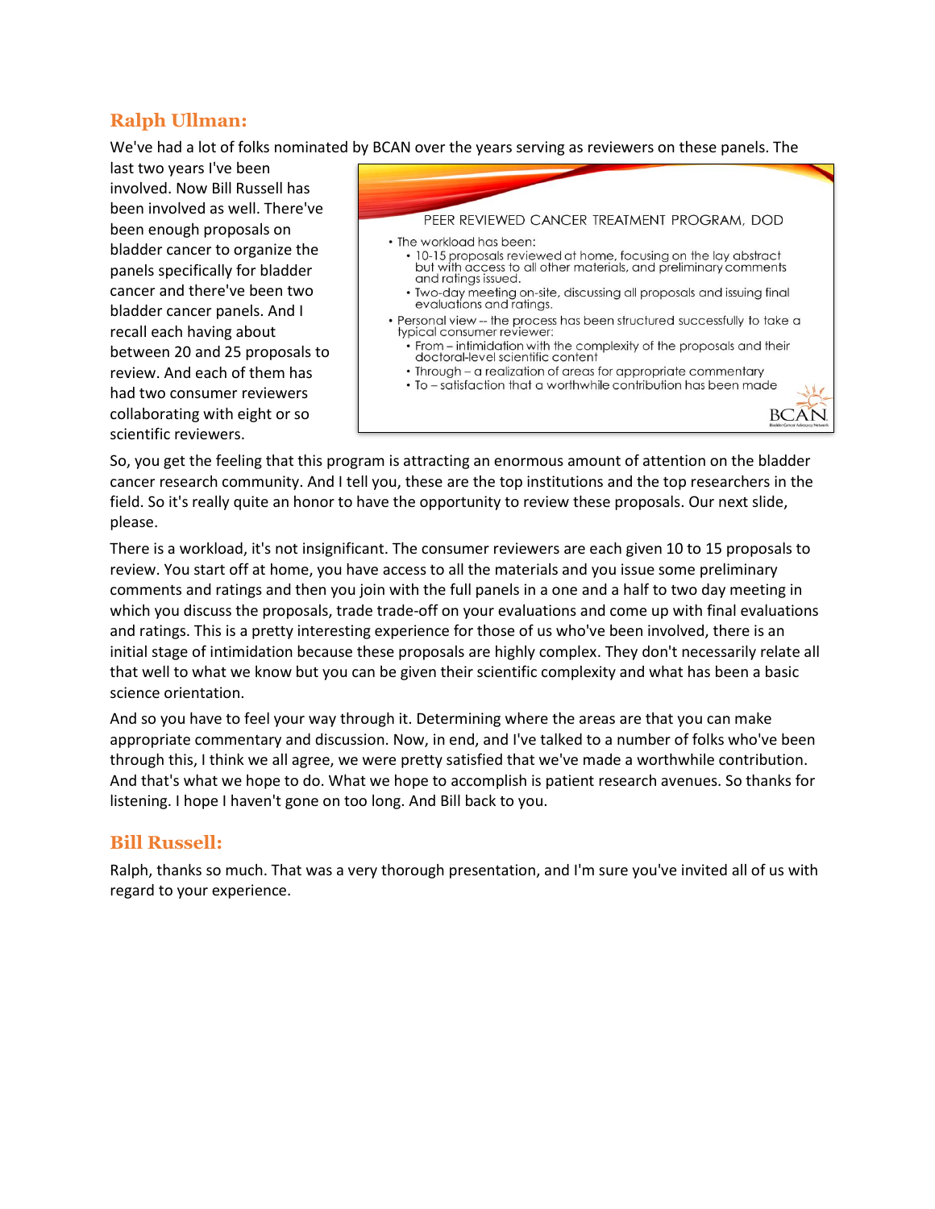### Ralph Ullman:

We've had a lot of folks nominated by BCAN over the years serving as reviewers on these panels. The last two years I've been involved. Now Bill Russell has been involved as well. There've been enough proposals on bladder cancer to organize the panels specifically for bladder cancer and there've been two bladder cancer panels. And I recall each having about between 20 and 25 proposals to review. And each of them has had two consumer reviewers collaborating with eight or so scientific reviewers.

PEER REVIEWED CANCER TREATMENT PROGRAM, DOD

- The workload has been:
  - 10-15 proposals reviewed at home, focusing on the lay abstract but with access to all other materials, and preliminary comments and ratings issued.
  - Two-day meeting on-site, discussing all proposals and issuing final evaluations and ratings.
- Personal view -- the process has been structured successfully to take a typical consumer reviewer:
  - From – intimidation with the complexity of the proposals and their doctoral-level scientific content
  - Through – a realization of areas for appropriate commentary
  - To – satisfaction that a worthwhile contribution has been made

BCAN

So, you get the feeling that this program is attracting an enormous amount of attention on the bladder cancer research community. And I tell you, these are the top institutions and the top researchers in the field. So it's really quite an honor to have the opportunity to review these proposals. Our next slide, please.

There is a workload, it's not insignificant. The consumer reviewers are each given 10 to 15 proposals to review. You start off at home, you have access to all the materials and you issue some preliminary comments and ratings and then you join with the full panels in a one and a half to two day meeting in which you discuss the proposals, trade trade-off on your evaluations and come up with final evaluations and ratings. This is a pretty interesting experience for those of us who've been involved, there is an initial stage of intimidation because these proposals are highly complex. They don't necessarily relate all that well to what we know but you can be given their scientific complexity and what has been a basic science orientation.

And so you have to feel your way through it. Determining where the areas are that you can make appropriate commentary and discussion. Now, in end, and I've talked to a number of folks who've been through this, I think we all agree, we were pretty satisfied that we've made a worthwhile contribution. And that's what we hope to do. What we hope to accomplish is patient research avenues. So thanks for listening. I hope I haven't gone on too long. And Bill back to you.

### Bill Russell:

Ralph, thanks so much. That was a very thorough presentation, and I'm sure you've invited all of us with regard to your experience.